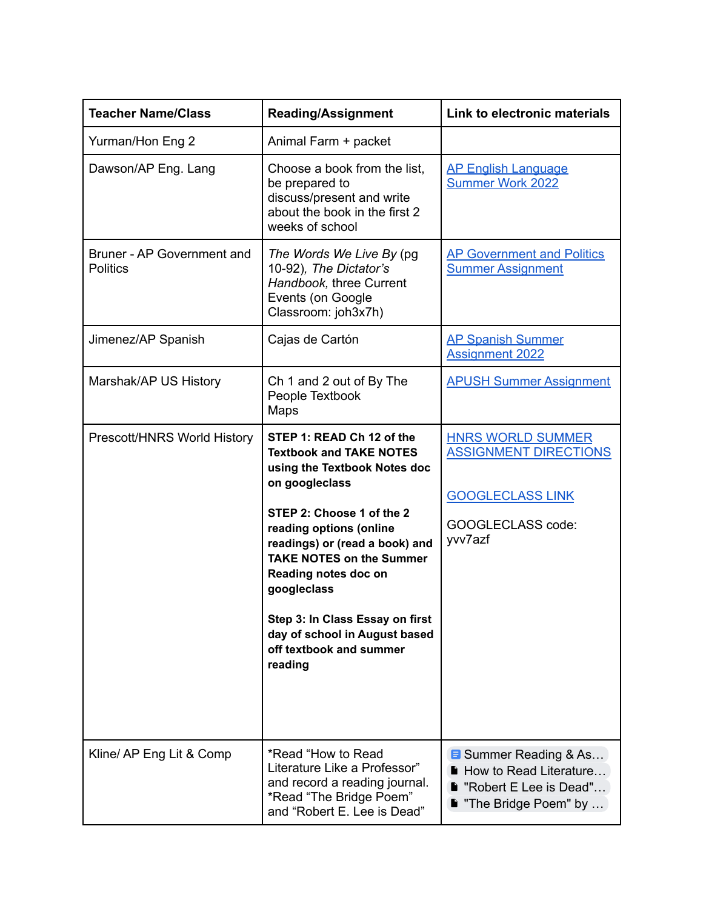| **Teacher Name/Class** | **Reading/Assignment** | **Link to electronic materials** |
| --- | --- | --- |
| Yurman/Hon Eng 2 | Animal Farm + packet | |
| Dawson/AP Eng. Lang | Choose a book from the list, be prepared to discuss/present and write about the book in the first 2 weeks of school | AP English Language Summer Work 2022 |
| Bruner - AP Government and Politics | *The Words We Live By* (pg 10-92), *The Dictator's Handbook,* three Current Events (on Google Classroom: joh3x7h) | AP Government and Politics Summer Assignment |
| Jimenez/AP Spanish | Cajas de Cartón | AP Spanish Summer Assignment 2022 |
| Marshak/AP US History | Ch 1 and 2 out of By The People Textbook<br>Maps | APUSH Summer Assignment |
| Prescott/HNRS World History | **STEP 1: READ Ch 12 of the Textbook and TAKE NOTES using the Textbook Notes doc on googleclass**<br><br>**STEP 2: Choose 1 of the 2 reading options (online readings) or (read a book) and TAKE NOTES on the Summer Reading notes doc on googleclass**<br><br>**Step 3: In Class Essay on first day of school in August based off textbook and summer reading** | HNRS WORLD SUMMER ASSIGNMENT DIRECTIONS<br><br>GOOGLECLASS LINK<br><br>GOOGLECLASS code: yvv7azf |
| Kline/ AP Eng Lit & Comp | *Read "How to Read Literature Like a Professor" and record a reading journal.<br>*Read "The Bridge Poem" and "Robert E. Lee is Dead" | Summer Reading & As...<br>How to Read Literature...<br>"Robert E Lee is Dead"...<br>"The Bridge Poem" by ... |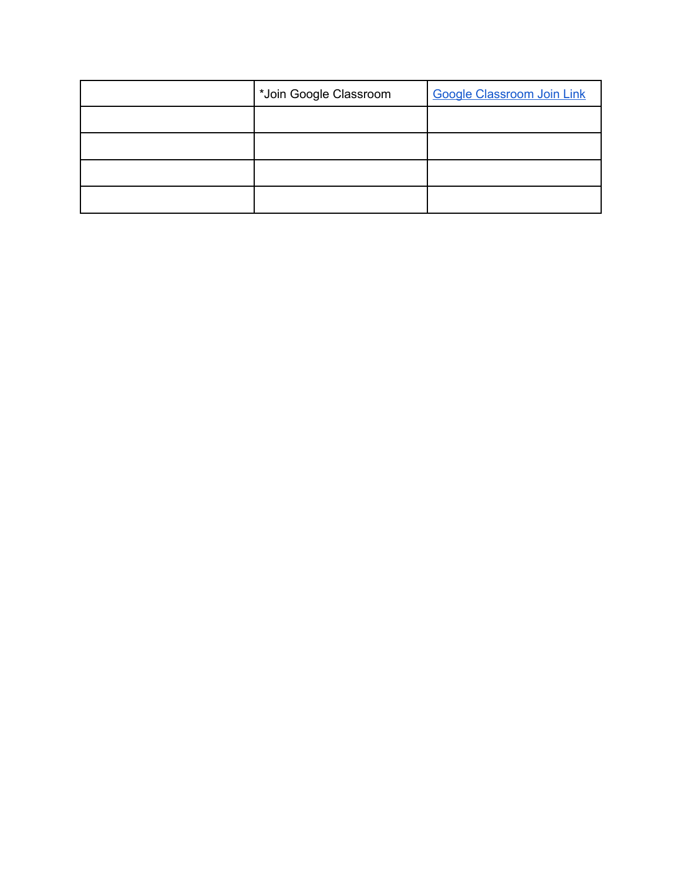| | | |
|---|---|---|
| | *Join Google Classroom | Google Classroom Join Link |
| | | |
| | | |
| | | |
| | | |